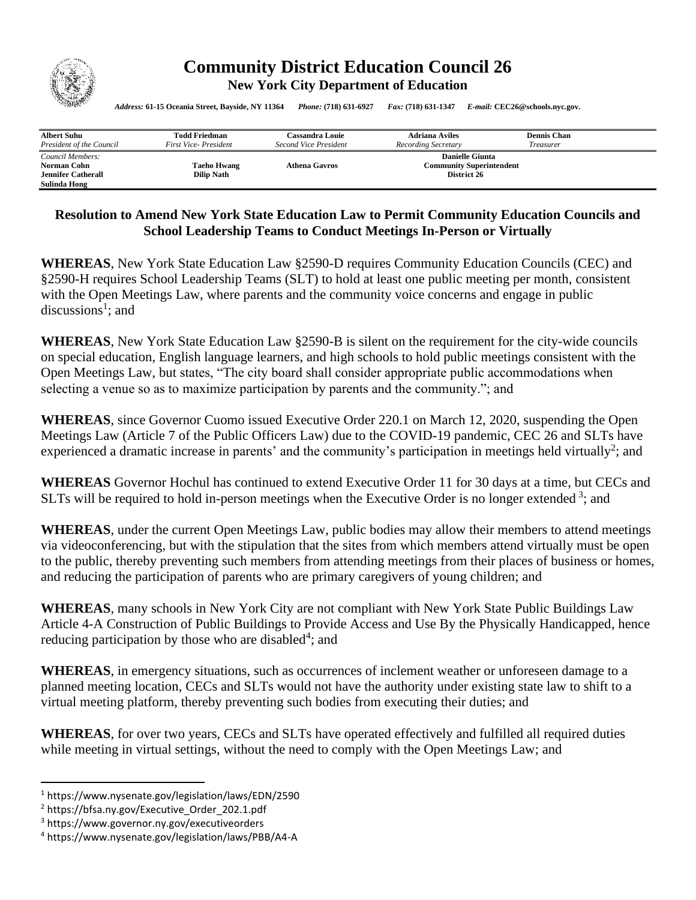# Community District Education Council 26

**New York City Department of Education**

*Address:* **61-15 Oceania Street, Bayside, NY 11364** *Phone:* **(718) 631-6927** *Fax:* **(718) 631-1347** *E-mail:* **CEC26@schools.nyc.gov.**

| **Albert Suhu** | **Todd Friedman** | **Cassandra Louie** | **Adriana Aviles** | **Dennis Chan** |
|---|---|---|---|---|
| *President of the Council* | *First Vice- President* | *Second Vice President* | *Recording Secretary* | *Treasurer* |

*Council Members:*
**Norman Cohn**
**Jennifer Catherall**
**Sulinda Hong**
**Taeho Hwang**
**Dilip Nath**
**Athena Gavros**

**Danielle Giunta**
**Community Superintendent**
**District 26**

## Resolution to Amend New York State Education Law to Permit Community Education Councils and School Leadership Teams to Conduct Meetings In-Person or Virtually

**WHEREAS**, New York State Education Law §2590-D requires Community Education Councils (CEC) and §2590-H requires School Leadership Teams (SLT) to hold at least one public meeting per month, consistent with the Open Meetings Law, where parents and the community voice concerns and engage in public discussions[1]; and

**WHEREAS**, New York State Education Law §2590-B is silent on the requirement for the city-wide councils on special education, English language learners, and high schools to hold public meetings consistent with the Open Meetings Law, but states, "The city board shall consider appropriate public accommodations when selecting a venue so as to maximize participation by parents and the community."; and

**WHEREAS**, since Governor Cuomo issued Executive Order 220.1 on March 12, 2020, suspending the Open Meetings Law (Article 7 of the Public Officers Law) due to the COVID-19 pandemic, CEC 26 and SLTs have experienced a dramatic increase in parents' and the community's participation in meetings held virtually[2]; and

**WHEREAS** Governor Hochul has continued to extend Executive Order 11 for 30 days at a time, but CECs and SLTs will be required to hold in-person meetings when the Executive Order is no longer extended [3]; and

**WHEREAS**, under the current Open Meetings Law, public bodies may allow their members to attend meetings via videoconferencing, but with the stipulation that the sites from which members attend virtually must be open to the public, thereby preventing such members from attending meetings from their places of business or homes, and reducing the participation of parents who are primary caregivers of young children; and

**WHEREAS**, many schools in New York City are not compliant with New York State Public Buildings Law Article 4-A Construction of Public Buildings to Provide Access and Use By the Physically Handicapped, hence reducing participation by those who are disabled[4]; and

**WHEREAS**, in emergency situations, such as occurrences of inclement weather or unforeseen damage to a planned meeting location, CECs and SLTs would not have the authority under existing state law to shift to a virtual meeting platform, thereby preventing such bodies from executing their duties; and

**WHEREAS**, for over two years, CECs and SLTs have operated effectively and fulfilled all required duties while meeting in virtual settings, without the need to comply with the Open Meetings Law; and

---

[1] https://www.nysenate.gov/legislation/laws/EDN/2590
[2] https://bfsa.ny.gov/Executive_Order_202.1.pdf
[3] https://www.governor.ny.gov/executiveorders
[4] https://www.nysenate.gov/legislation/laws/PBB/A4-A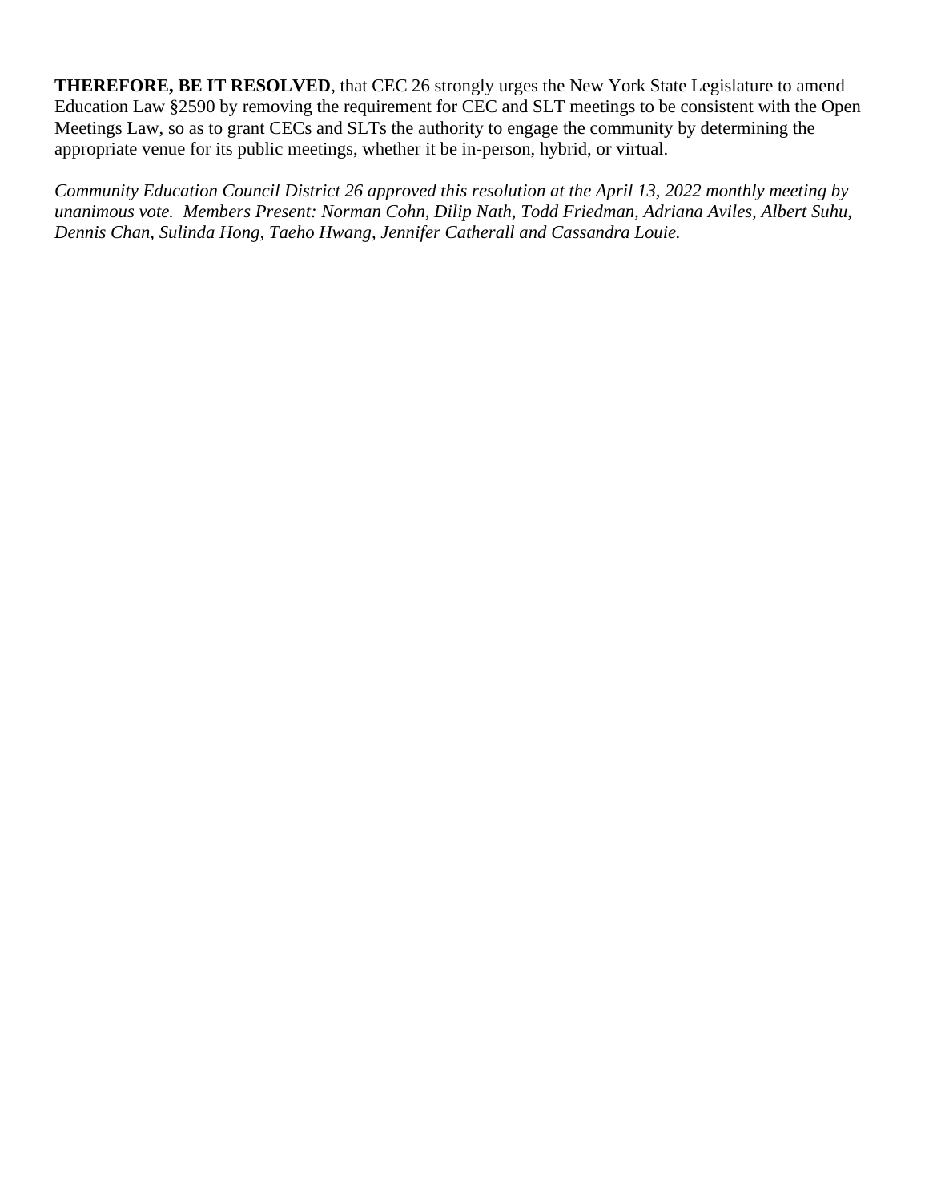**THEREFORE, BE IT RESOLVED**, that CEC 26 strongly urges the New York State Legislature to amend Education Law §2590 by removing the requirement for CEC and SLT meetings to be consistent with the Open Meetings Law, so as to grant CECs and SLTs the authority to engage the community by determining the appropriate venue for its public meetings, whether it be in-person, hybrid, or virtual.

*Community Education Council District 26 approved this resolution at the April 13, 2022 monthly meeting by unanimous vote. Members Present: Norman Cohn, Dilip Nath, Todd Friedman, Adriana Aviles, Albert Suhu, Dennis Chan, Sulinda Hong, Taeho Hwang, Jennifer Catherall and Cassandra Louie.*